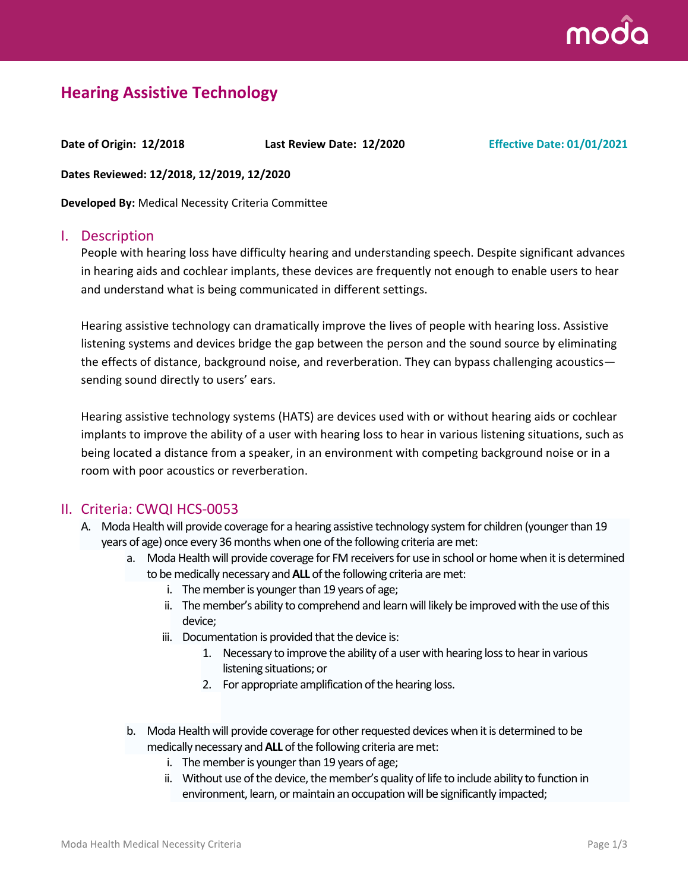# Hearing Assistive Technology

**Date of Origin: 12/2018** **Last Review Date: 12/2020** **Effective Date: 01/01/2021**

**Dates Reviewed: 12/2018, 12/2019, 12/2020**

**Developed By:** Medical Necessity Criteria Committee

## I. Description

People with hearing loss have difficulty hearing and understanding speech. Despite significant advances in hearing aids and cochlear implants, these devices are frequently not enough to enable users to hear and understand what is being communicated in different settings.

Hearing assistive technology can dramatically improve the lives of people with hearing loss. Assistive listening systems and devices bridge the gap between the person and the sound source by eliminating the effects of distance, background noise, and reverberation. They can bypass challenging acoustics—sending sound directly to users' ears.

Hearing assistive technology systems (HATS) are devices used with or without hearing aids or cochlear implants to improve the ability of a user with hearing loss to hear in various listening situations, such as being located a distance from a speaker, in an environment with competing background noise or in a room with poor acoustics or reverberation.

## II. Criteria: CWQI HCS-0053

A. Moda Health will provide coverage for a hearing assistive technology system for children (younger than 19 years of age) once every 36 months when one of the following criteria are met:

   a. Moda Health will provide coverage for FM receivers for use in school or home when it is determined to be medically necessary and **ALL** of the following criteria are met:

      i. The member is younger than 19 years of age;

      ii. The member's ability to comprehend and learn will likely be improved with the use of this device;

      iii. Documentation is provided that the device is:

         1. Necessary to improve the ability of a user with hearing loss to hear in various listening situations; or

         2. For appropriate amplification of the hearing loss.

   b. Moda Health will provide coverage for other requested devices when it is determined to be medically necessary and **ALL** of the following criteria are met:

      i. The member is younger than 19 years of age;

      ii. Without use of the device, the member's quality of life to include ability to function in environment, learn, or maintain an occupation will be significantly impacted;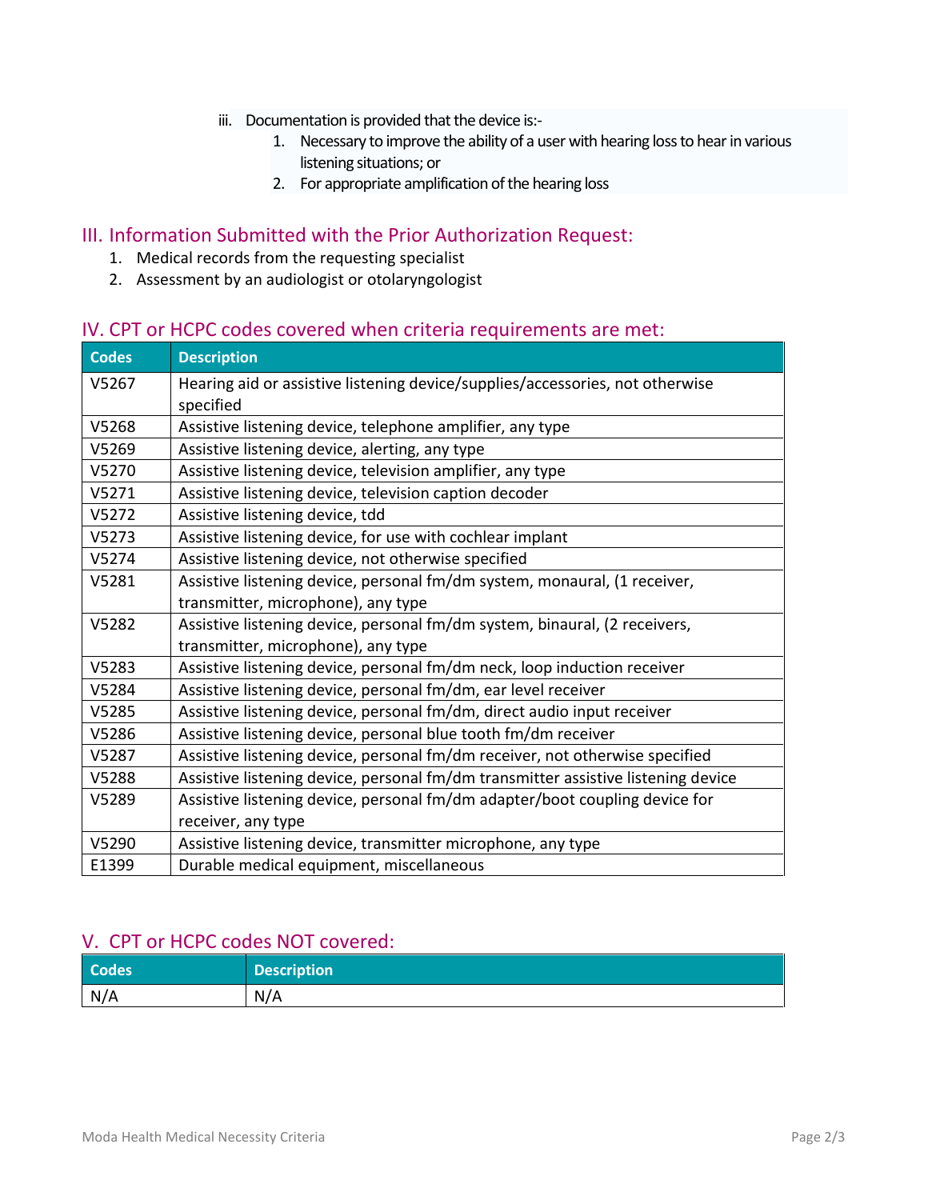iii. Documentation is provided that the device is:-
   1. Necessary to improve the ability of a user with hearing loss to hear in various listening situations; or
   2. For appropriate amplification of the hearing loss

## III. Information Submitted with the Prior Authorization Request:

1. Medical records from the requesting specialist
2. Assessment by an audiologist or otolaryngologist

## IV. CPT or HCPC codes covered when criteria requirements are met:

| Codes | Description |
|---|---|
| V5267 | Hearing aid or assistive listening device/supplies/accessories, not otherwise specified |
| V5268 | Assistive listening device, telephone amplifier, any type |
| V5269 | Assistive listening device, alerting, any type |
| V5270 | Assistive listening device, television amplifier, any type |
| V5271 | Assistive listening device, television caption decoder |
| V5272 | Assistive listening device, tdd |
| V5273 | Assistive listening device, for use with cochlear implant |
| V5274 | Assistive listening device, not otherwise specified |
| V5281 | Assistive listening device, personal fm/dm system, monaural, (1 receiver, transmitter, microphone), any type |
| V5282 | Assistive listening device, personal fm/dm system, binaural, (2 receivers, transmitter, microphone), any type |
| V5283 | Assistive listening device, personal fm/dm neck, loop induction receiver |
| V5284 | Assistive listening device, personal fm/dm, ear level receiver |
| V5285 | Assistive listening device, personal fm/dm, direct audio input receiver |
| V5286 | Assistive listening device, personal blue tooth fm/dm receiver |
| V5287 | Assistive listening device, personal fm/dm receiver, not otherwise specified |
| V5288 | Assistive listening device, personal fm/dm transmitter assistive listening device |
| V5289 | Assistive listening device, personal fm/dm adapter/boot coupling device for receiver, any type |
| V5290 | Assistive listening device, transmitter microphone, any type |
| E1399 | Durable medical equipment, miscellaneous |

## V. CPT or HCPC codes NOT covered:

| Codes | Description |
|---|---|
| N/A | N/A |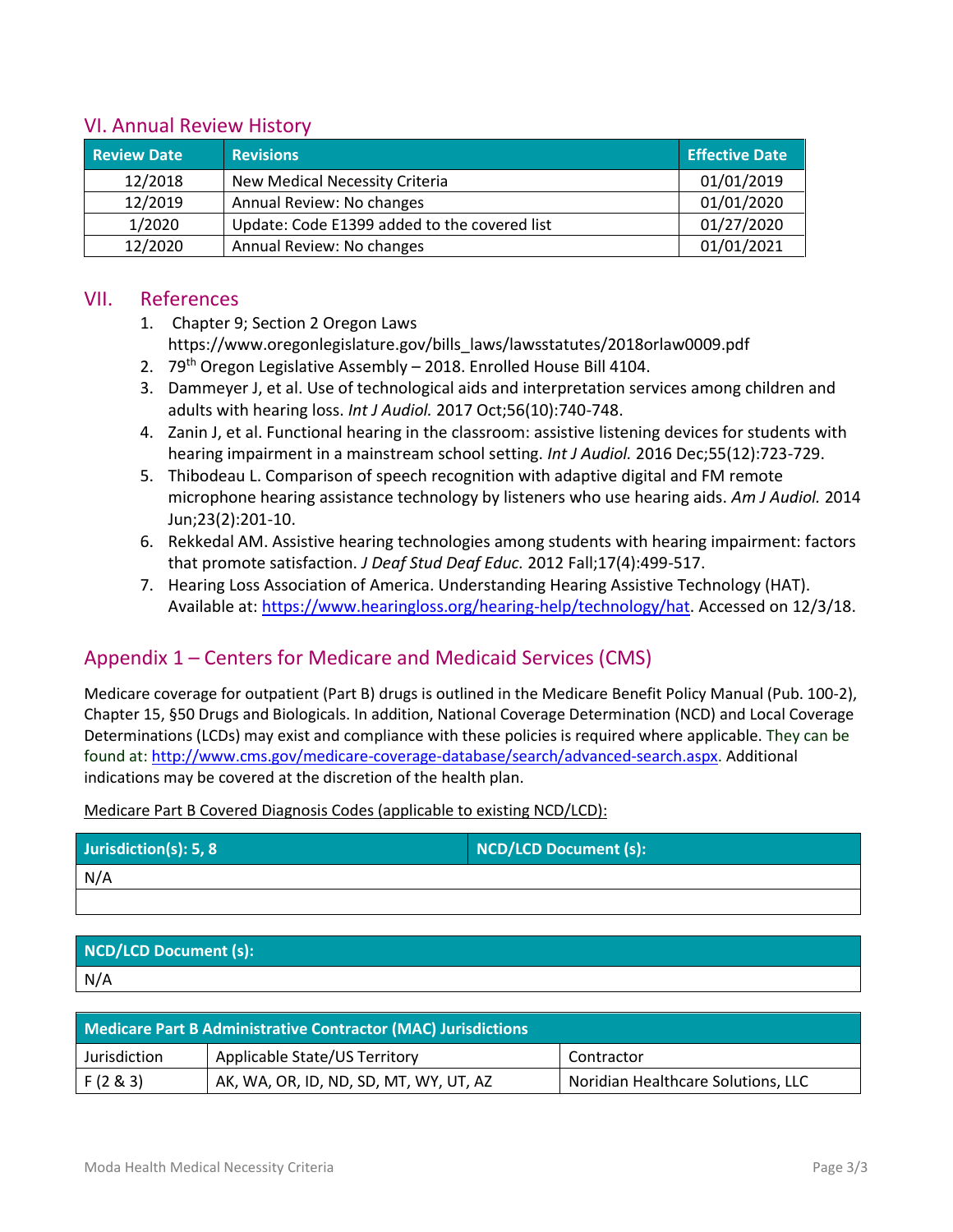## VI. Annual Review History

| Review Date | Revisions | Effective Date |
|---|---|---|
| 12/2018 | New Medical Necessity Criteria | 01/01/2019 |
| 12/2019 | Annual Review: No changes | 01/01/2020 |
| 1/2020 | Update: Code E1399 added to the covered list | 01/27/2020 |
| 12/2020 | Annual Review: No changes | 01/01/2021 |

## VII. References

1. Chapter 9; Section 2 Oregon Laws https://www.oregonlegislature.gov/bills_laws/lawsstatutes/2018orlaw0009.pdf
2. 79th Oregon Legislative Assembly – 2018. Enrolled House Bill 4104.
3. Dammeyer J, et al. Use of technological aids and interpretation services among children and adults with hearing loss. *Int J Audiol.* 2017 Oct;56(10):740-748.
4. Zanin J, et al. Functional hearing in the classroom: assistive listening devices for students with hearing impairment in a mainstream school setting. *Int J Audiol.* 2016 Dec;55(12):723-729.
5. Thibodeau L. Comparison of speech recognition with adaptive digital and FM remote microphone hearing assistance technology by listeners who use hearing aids. *Am J Audiol.* 2014 Jun;23(2):201-10.
6. Rekkedal AM. Assistive hearing technologies among students with hearing impairment: factors that promote satisfaction. *J Deaf Stud Deaf Educ.* 2012 Fall;17(4):499-517.
7. Hearing Loss Association of America. Understanding Hearing Assistive Technology (HAT). Available at: https://www.hearingloss.org/hearing-help/technology/hat. Accessed on 12/3/18.

## Appendix 1 – Centers for Medicare and Medicaid Services (CMS)

Medicare coverage for outpatient (Part B) drugs is outlined in the Medicare Benefit Policy Manual (Pub. 100-2), Chapter 15, §50 Drugs and Biologicals. In addition, National Coverage Determination (NCD) and Local Coverage Determinations (LCDs) may exist and compliance with these policies is required where applicable. They can be found at: http://www.cms.gov/medicare-coverage-database/search/advanced-search.aspx. Additional indications may be covered at the discretion of the health plan.

Medicare Part B Covered Diagnosis Codes (applicable to existing NCD/LCD):

| Jurisdiction(s): 5, 8 | NCD/LCD Document (s): |
|---|---|
| N/A | |
| | |

| NCD/LCD Document (s): |
|---|
| N/A |

| Medicare Part B Administrative Contractor (MAC) Jurisdictions | | |
|---|---|---|
| Jurisdiction | Applicable State/US Territory | Contractor |
| F (2 & 3) | AK, WA, OR, ID, ND, SD, MT, WY, UT, AZ | Noridian Healthcare Solutions, LLC |